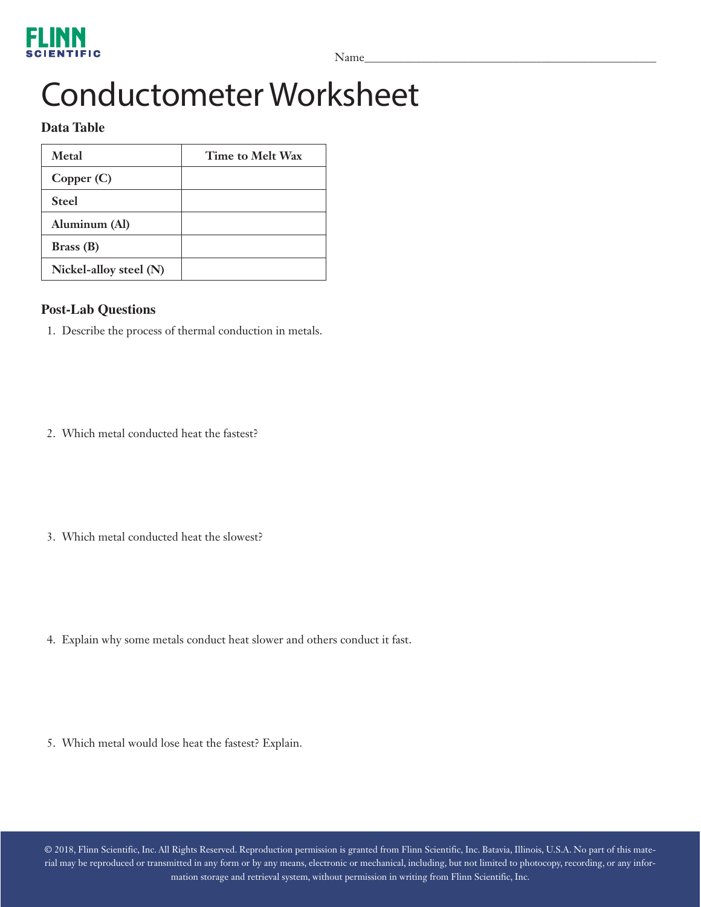Name___________________________________________

# Conductometer Worksheet

### Data Table

| Metal | Time to Melt Wax |
|---|---|
| **Copper (C)** | |
| **Steel** | |
| **Aluminum (Al)** | |
| **Brass (B)** | |
| **Nickel-alloy steel (N)** | |

### Post-Lab Questions

1. Describe the process of thermal conduction in metals.

2. Which metal conducted heat the fastest?

3. Which metal conducted heat the slowest?

4. Explain why some metals conduct heat slower and others conduct it fast.

5. Which metal would lose heat the fastest? Explain.

© 2018, Flinn Scientific, Inc. All Rights Reserved. Reproduction permission is granted from Flinn Scientific, Inc. Batavia, Illinois, U.S.A. No part of this material may be reproduced or transmitted in any form or by any means, electronic or mechanical, including, but not limited to photocopy, recording, or any information storage and retrieval system, without permission in writing from Flinn Scientific, Inc.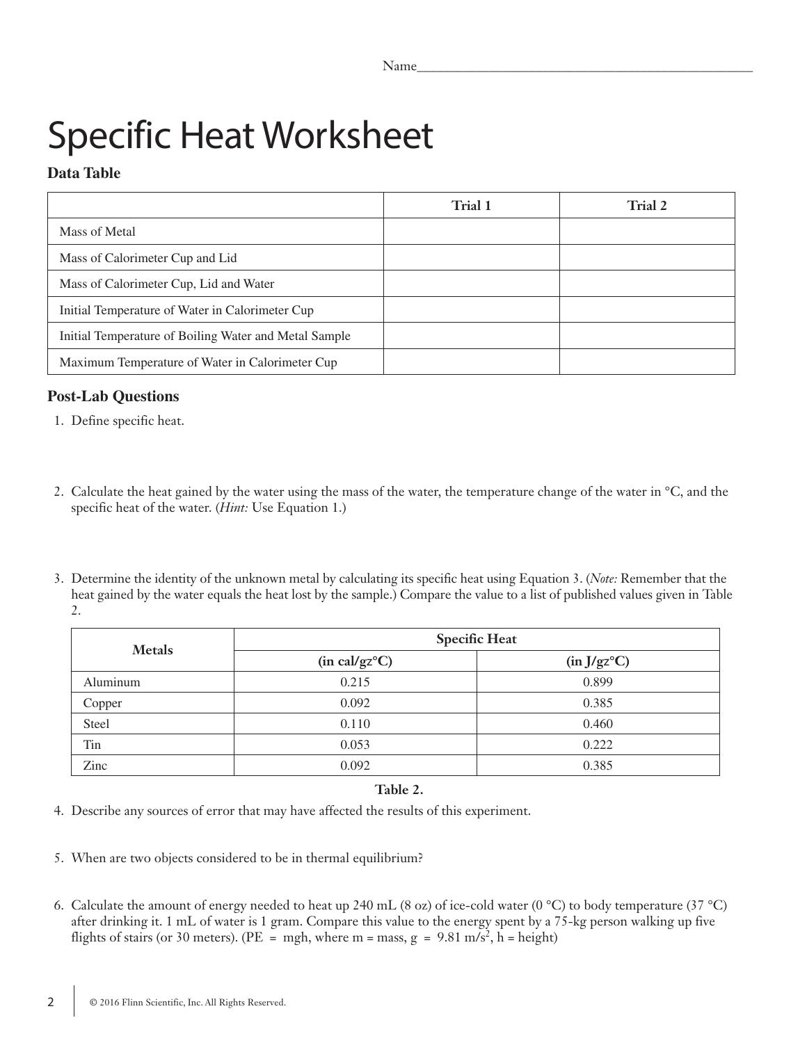Name_______________________________________________

# Specific Heat Worksheet

**Data Table**

| | Trial 1 | Trial 2 |
|---|---|---|
| Mass of Metal | | |
| Mass of Calorimeter Cup and Lid | | |
| Mass of Calorimeter Cup, Lid and Water | | |
| Initial Temperature of Water in Calorimeter Cup | | |
| Initial Temperature of Boiling Water and Metal Sample | | |
| Maximum Temperature of Water in Calorimeter Cup | | |

### Post-Lab Questions

1. Define specific heat.

2. Calculate the heat gained by the water using the mass of the water, the temperature change of the water in °C, and the specific heat of the water. (*Hint:* Use Equation 1.)

3. Determine the identity of the unknown metal by calculating its specific heat using Equation 3. (*Note:* Remember that the heat gained by the water equals the heat lost by the sample.) Compare the value to a list of published values given in Table 2.

| Metals | Specific Heat | |
|---|---|---|
| | **(in cal/gz°C)** | **(in J/gz°C)** |
| Aluminum | 0.215 | 0.899 |
| Copper | 0.092 | 0.385 |
| Steel | 0.110 | 0.460 |
| Tin | 0.053 | 0.222 |
| Zinc | 0.092 | 0.385 |

**Table 2.**

4. Describe any sources of error that may have affected the results of this experiment.

5. When are two objects considered to be in thermal equilibrium?

6. Calculate the amount of energy needed to heat up 240 mL (8 oz) of ice-cold water (0 °C) to body temperature (37 °C) after drinking it. 1 mL of water is 1 gram. Compare this value to the energy spent by a 75-kg person walking up five flights of stairs (or 30 meters). (PE = mgh, where m = mass, g = 9.81 m/s$^2$, h = height)

© 2016 Flinn Scientific, Inc. All Rights Reserved.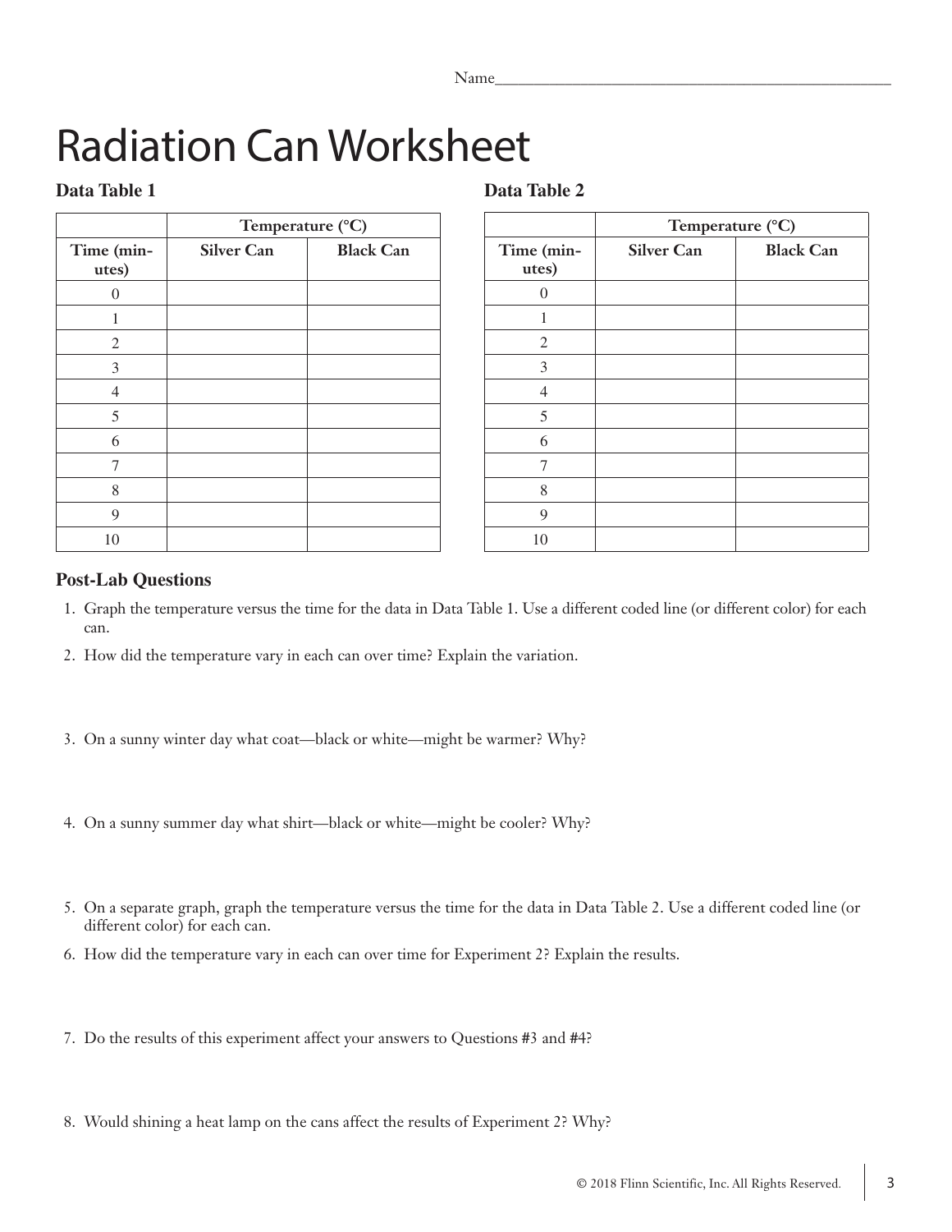Name___________________________________________

# Radiation Can Worksheet

**Data Table 1**

| | Temperature (°C) | |
|---|---|---|
| **Time (minutes)** | **Silver Can** | **Black Can** |
| 0 | | |
| 1 | | |
| 2 | | |
| 3 | | |
| 4 | | |
| 5 | | |
| 6 | | |
| 7 | | |
| 8 | | |
| 9 | | |
| 10 | | |

**Data Table 2**

| | Temperature (°C) | |
|---|---|---|
| **Time (minutes)** | **Silver Can** | **Black Can** |
| 0 | | |
| 1 | | |
| 2 | | |
| 3 | | |
| 4 | | |
| 5 | | |
| 6 | | |
| 7 | | |
| 8 | | |
| 9 | | |
| 10 | | |

### Post-Lab Questions

1. Graph the temperature versus the time for the data in Data Table 1. Use a different coded line (or different color) for each can.
2. How did the temperature vary in each can over time? Explain the variation.
3. On a sunny winter day what coat—black or white—might be warmer? Why?
4. On a sunny summer day what shirt—black or white—might be cooler? Why?
5. On a separate graph, graph the temperature versus the time for the data in Data Table 2. Use a different coded line (or different color) for each can.
6. How did the temperature vary in each can over time for Experiment 2? Explain the results.
7. Do the results of this experiment affect your answers to Questions #3 and #4?
8. Would shining a heat lamp on the cans affect the results of Experiment 2? Why?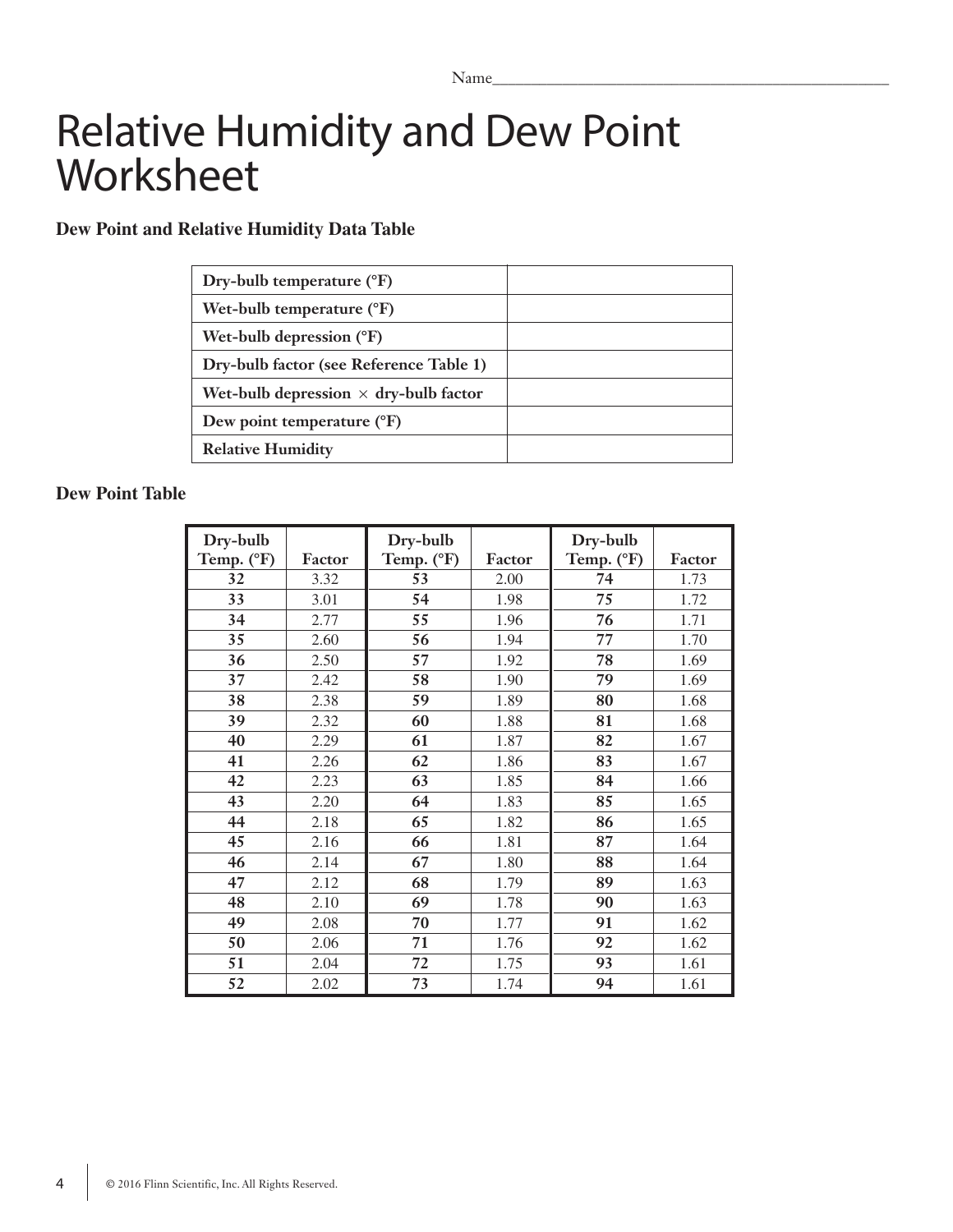Name_______________________________________________

# Relative Humidity and Dew Point Worksheet

**Dew Point and Relative Humidity Data Table**

| | |
|---|---|
| **Dry-bulb temperature (°F)** | |
| **Wet-bulb temperature (°F)** | |
| **Wet-bulb depression (°F)** | |
| **Dry-bulb factor (see Reference Table 1)** | |
| **Wet-bulb depression × dry-bulb factor** | |
| **Dew point temperature (°F)** | |
| **Relative Humidity** | |

**Dew Point Table**

| Dry-bulb Temp. (°F) | Factor | Dry-bulb Temp. (°F) | Factor | Dry-bulb Temp. (°F) | Factor |
|---|---|---|---|---|---|
| **32** | 3.32 | **53** | 2.00 | **74** | 1.73 |
| **33** | 3.01 | **54** | 1.98 | **75** | 1.72 |
| **34** | 2.77 | **55** | 1.96 | **76** | 1.71 |
| **35** | 2.60 | **56** | 1.94 | **77** | 1.70 |
| **36** | 2.50 | **57** | 1.92 | **78** | 1.69 |
| **37** | 2.42 | **58** | 1.90 | **79** | 1.69 |
| **38** | 2.38 | **59** | 1.89 | **80** | 1.68 |
| **39** | 2.32 | **60** | 1.88 | **81** | 1.68 |
| **40** | 2.29 | **61** | 1.87 | **82** | 1.67 |
| **41** | 2.26 | **62** | 1.86 | **83** | 1.67 |
| **42** | 2.23 | **63** | 1.85 | **84** | 1.66 |
| **43** | 2.20 | **64** | 1.83 | **85** | 1.65 |
| **44** | 2.18 | **65** | 1.82 | **86** | 1.65 |
| **45** | 2.16 | **66** | 1.81 | **87** | 1.64 |
| **46** | 2.14 | **67** | 1.80 | **88** | 1.64 |
| **47** | 2.12 | **68** | 1.79 | **89** | 1.63 |
| **48** | 2.10 | **69** | 1.78 | **90** | 1.63 |
| **49** | 2.08 | **70** | 1.77 | **91** | 1.62 |
| **50** | 2.06 | **71** | 1.76 | **92** | 1.62 |
| **51** | 2.04 | **72** | 1.75 | **93** | 1.61 |
| **52** | 2.02 | **73** | 1.74 | **94** | 1.61 |

© 2016 Flinn Scientific, Inc. All Rights Reserved.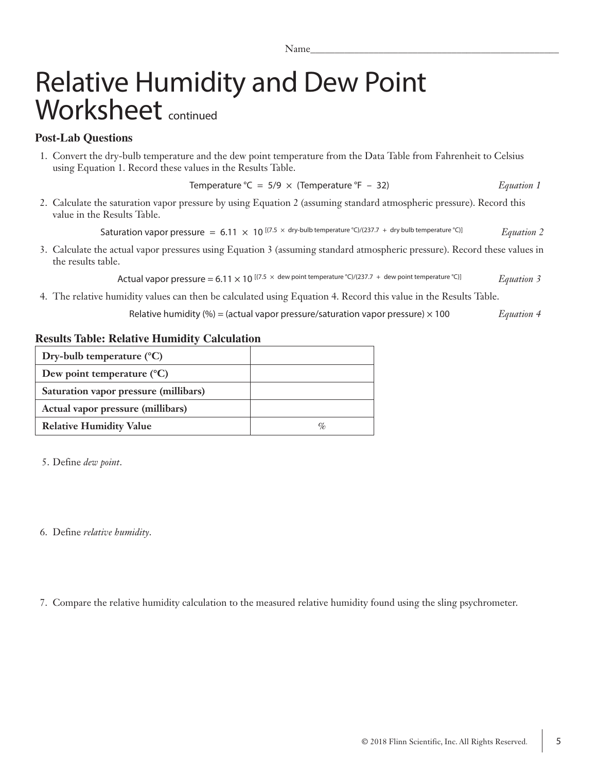Name_______________________________________________

# Relative Humidity and Dew Point Worksheet continued

### Post-Lab Questions

1. Convert the dry-bulb temperature and the dew point temperature from the Data Table from Fahrenheit to Celsius using Equation 1. Record these values in the Results Table.

$$\text{Temperature °C} = 5/9 \times (\text{Temperature °F} - 32) \qquad \textit{Equation 1}$$

2. Calculate the saturation vapor pressure by using Equation 2 (assuming standard atmospheric pressure). Record this value in the Results Table.

$$\text{Saturation vapor pressure} = 6.11 \times 10^{[(7.5 \times \text{dry-bulb temperature °C})/(237.7 + \text{dry bulb temperature °C})]} \qquad \textit{Equation 2}$$

3. Calculate the actual vapor pressures using Equation 3 (assuming standard atmospheric pressure). Record these values in the results table.

$$\text{Actual vapor pressure} = 6.11 \times 10^{[(7.5 \times \text{dew point temperature °C})/(237.7 + \text{dew point temperature °C})]} \qquad \textit{Equation 3}$$

4. The relative humidity values can then be calculated using Equation 4. Record this value in the Results Table.

$$\text{Relative humidity (\%)} = (\text{actual vapor pressure}/\text{saturation vapor pressure}) \times 100 \qquad \textit{Equation 4}$$

### Results Table: Relative Humidity Calculation

| | |
|---|---|
| **Dry-bulb temperature (°C)** | |
| **Dew point temperature (°C)** | |
| **Saturation vapor pressure (millibars)** | |
| **Actual vapor pressure (millibars)** | |
| **Relative Humidity Value** | % |

5. Define *dew point*.

6. Define *relative humidity*.

7. Compare the relative humidity calculation to the measured relative humidity found using the sling psychrometer.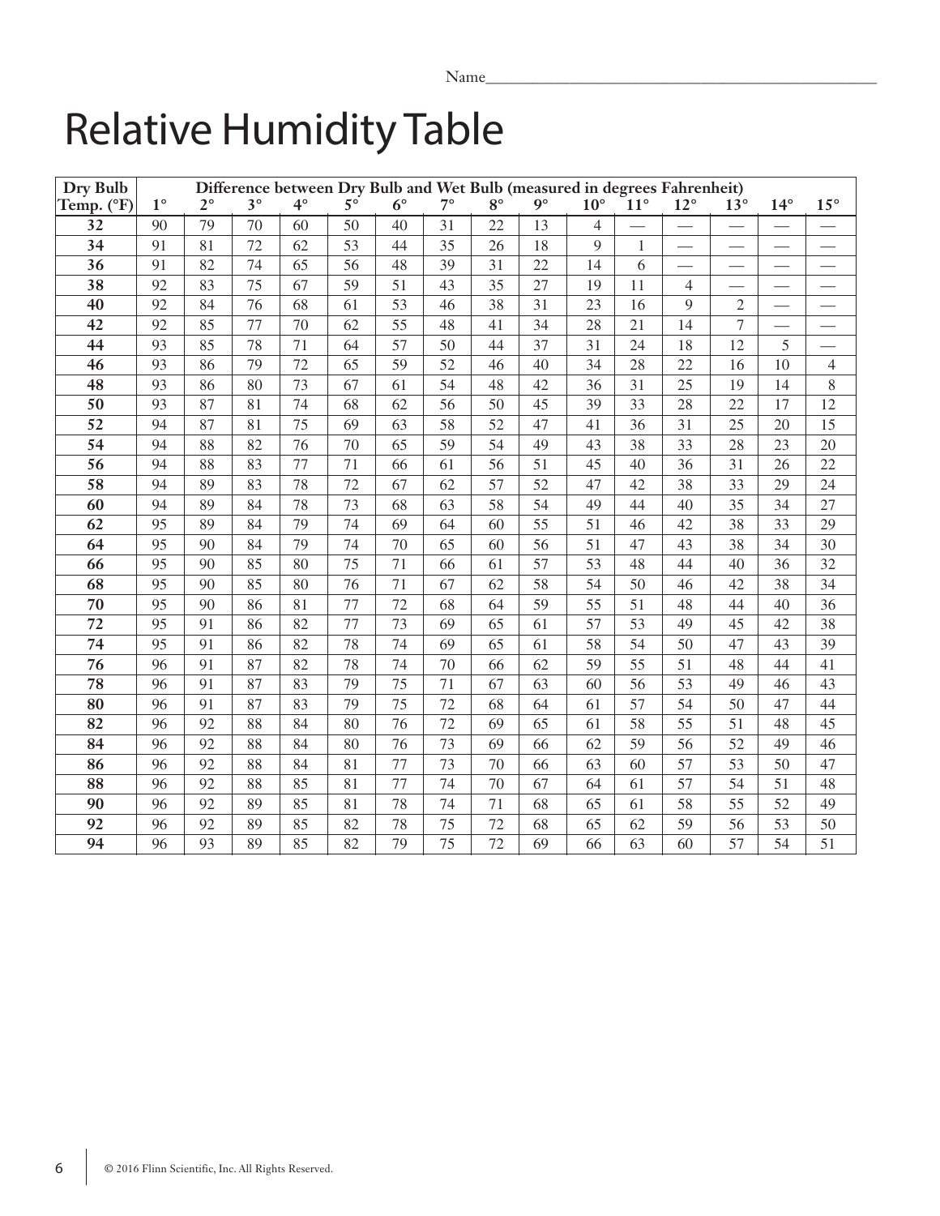Name_______________________________________________

# Relative Humidity Table

| Dry Bulb Temp. (°F) | Difference between Dry Bulb and Wet Bulb (measured in degrees Fahrenheit) | | | | | | | | | | | | | | |
|---|---|---|---|---|---|---|---|---|---|---|---|---|---|---|---|
| | 1° | 2° | 3° | 4° | 5° | 6° | 7° | 8° | 9° | 10° | 11° | 12° | 13° | 14° | 15° |
| **32** | 90 | 79 | 70 | 60 | 50 | 40 | 31 | 22 | 13 | 4 | — | — | — | — | — |
| **34** | 91 | 81 | 72 | 62 | 53 | 44 | 35 | 26 | 18 | 9 | 1 | — | — | — | — |
| **36** | 91 | 82 | 74 | 65 | 56 | 48 | 39 | 31 | 22 | 14 | 6 | — | — | — | — |
| **38** | 92 | 83 | 75 | 67 | 59 | 51 | 43 | 35 | 27 | 19 | 11 | 4 | — | — | — |
| **40** | 92 | 84 | 76 | 68 | 61 | 53 | 46 | 38 | 31 | 23 | 16 | 9 | 2 | — | — |
| **42** | 92 | 85 | 77 | 70 | 62 | 55 | 48 | 41 | 34 | 28 | 21 | 14 | 7 | — | — |
| **44** | 93 | 85 | 78 | 71 | 64 | 57 | 50 | 44 | 37 | 31 | 24 | 18 | 12 | 5 | — |
| **46** | 93 | 86 | 79 | 72 | 65 | 59 | 52 | 46 | 40 | 34 | 28 | 22 | 16 | 10 | 4 |
| **48** | 93 | 86 | 80 | 73 | 67 | 61 | 54 | 48 | 42 | 36 | 31 | 25 | 19 | 14 | 8 |
| **50** | 93 | 87 | 81 | 74 | 68 | 62 | 56 | 50 | 45 | 39 | 33 | 28 | 22 | 17 | 12 |
| **52** | 94 | 87 | 81 | 75 | 69 | 63 | 58 | 52 | 47 | 41 | 36 | 31 | 25 | 20 | 15 |
| **54** | 94 | 88 | 82 | 76 | 70 | 65 | 59 | 54 | 49 | 43 | 38 | 33 | 28 | 23 | 20 |
| **56** | 94 | 88 | 83 | 77 | 71 | 66 | 61 | 56 | 51 | 45 | 40 | 36 | 31 | 26 | 22 |
| **58** | 94 | 89 | 83 | 78 | 72 | 67 | 62 | 57 | 52 | 47 | 42 | 38 | 33 | 29 | 24 |
| **60** | 94 | 89 | 84 | 78 | 73 | 68 | 63 | 58 | 54 | 49 | 44 | 40 | 35 | 34 | 27 |
| **62** | 95 | 89 | 84 | 79 | 74 | 69 | 64 | 60 | 55 | 51 | 46 | 42 | 38 | 33 | 29 |
| **64** | 95 | 90 | 84 | 79 | 74 | 70 | 65 | 60 | 56 | 51 | 47 | 43 | 38 | 34 | 30 |
| **66** | 95 | 90 | 85 | 80 | 75 | 71 | 66 | 61 | 57 | 53 | 48 | 44 | 40 | 36 | 32 |
| **68** | 95 | 90 | 85 | 80 | 76 | 71 | 67 | 62 | 58 | 54 | 50 | 46 | 42 | 38 | 34 |
| **70** | 95 | 90 | 86 | 81 | 77 | 72 | 68 | 64 | 59 | 55 | 51 | 48 | 44 | 40 | 36 |
| **72** | 95 | 91 | 86 | 82 | 77 | 73 | 69 | 65 | 61 | 57 | 53 | 49 | 45 | 42 | 38 |
| **74** | 95 | 91 | 86 | 82 | 78 | 74 | 69 | 65 | 61 | 58 | 54 | 50 | 47 | 43 | 39 |
| **76** | 96 | 91 | 87 | 82 | 78 | 74 | 70 | 66 | 62 | 59 | 55 | 51 | 48 | 44 | 41 |
| **78** | 96 | 91 | 87 | 83 | 79 | 75 | 71 | 67 | 63 | 60 | 56 | 53 | 49 | 46 | 43 |
| **80** | 96 | 91 | 87 | 83 | 79 | 75 | 72 | 68 | 64 | 61 | 57 | 54 | 50 | 47 | 44 |
| **82** | 96 | 92 | 88 | 84 | 80 | 76 | 72 | 69 | 65 | 61 | 58 | 55 | 51 | 48 | 45 |
| **84** | 96 | 92 | 88 | 84 | 80 | 76 | 73 | 69 | 66 | 62 | 59 | 56 | 52 | 49 | 46 |
| **86** | 96 | 92 | 88 | 84 | 81 | 77 | 73 | 70 | 66 | 63 | 60 | 57 | 53 | 50 | 47 |
| **88** | 96 | 92 | 88 | 85 | 81 | 77 | 74 | 70 | 67 | 64 | 61 | 57 | 54 | 51 | 48 |
| **90** | 96 | 92 | 89 | 85 | 81 | 78 | 74 | 71 | 68 | 65 | 61 | 58 | 55 | 52 | 49 |
| **92** | 96 | 92 | 89 | 85 | 82 | 78 | 75 | 72 | 68 | 65 | 62 | 59 | 56 | 53 | 50 |
| **94** | 96 | 93 | 89 | 85 | 82 | 79 | 75 | 72 | 69 | 66 | 63 | 60 | 57 | 54 | 51 |

© 2016 Flinn Scientific, Inc. All Rights Reserved.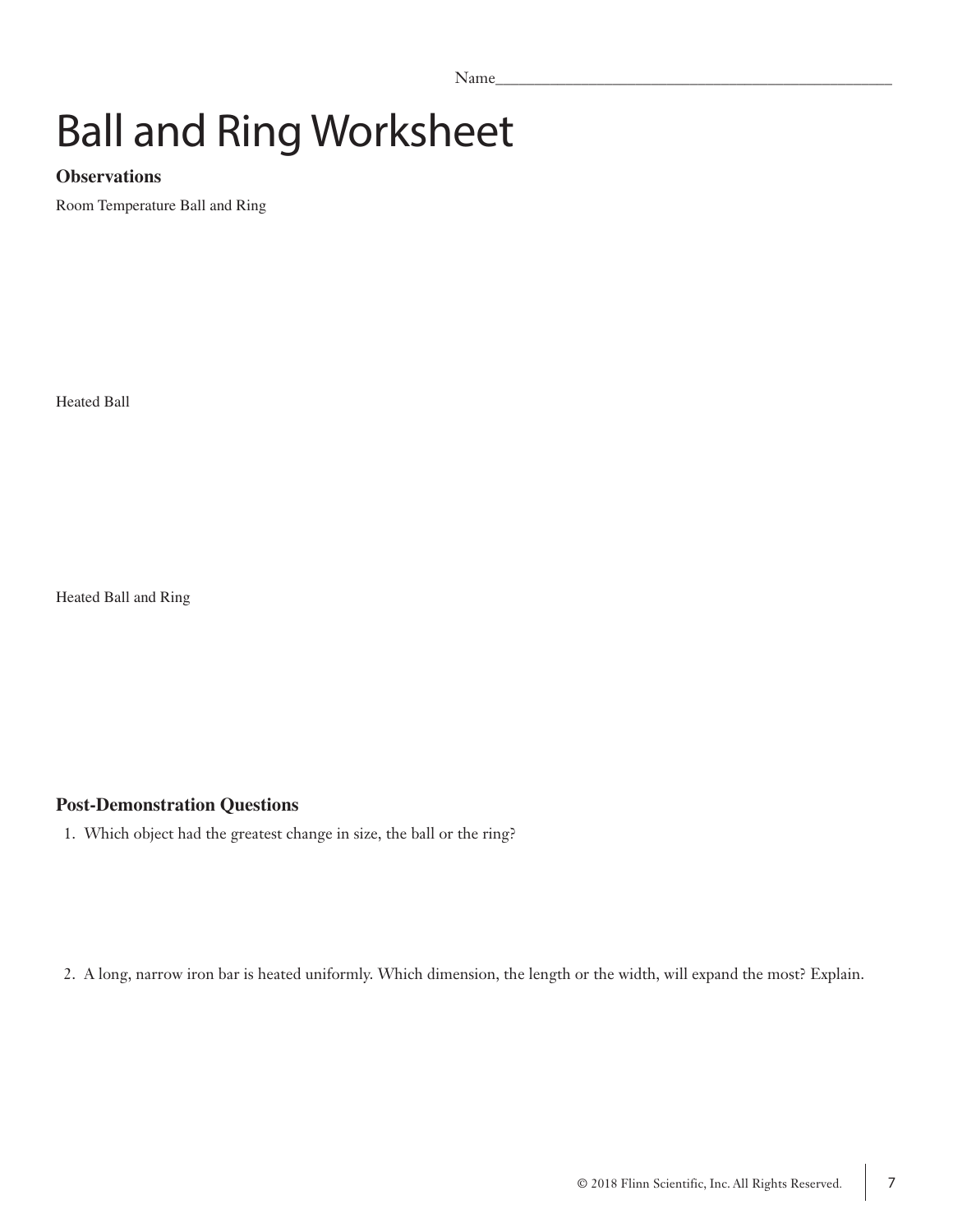Name_______________________________________________

# Ball and Ring Worksheet

**Observations**

Room Temperature Ball and Ring

Heated Ball

Heated Ball and Ring

**Post-Demonstration Questions**

1. Which object had the greatest change in size, the ball or the ring?

2. A long, narrow iron bar is heated uniformly. Which dimension, the length or the width, will expand the most? Explain.

© 2018 Flinn Scientific, Inc. All Rights Reserved.